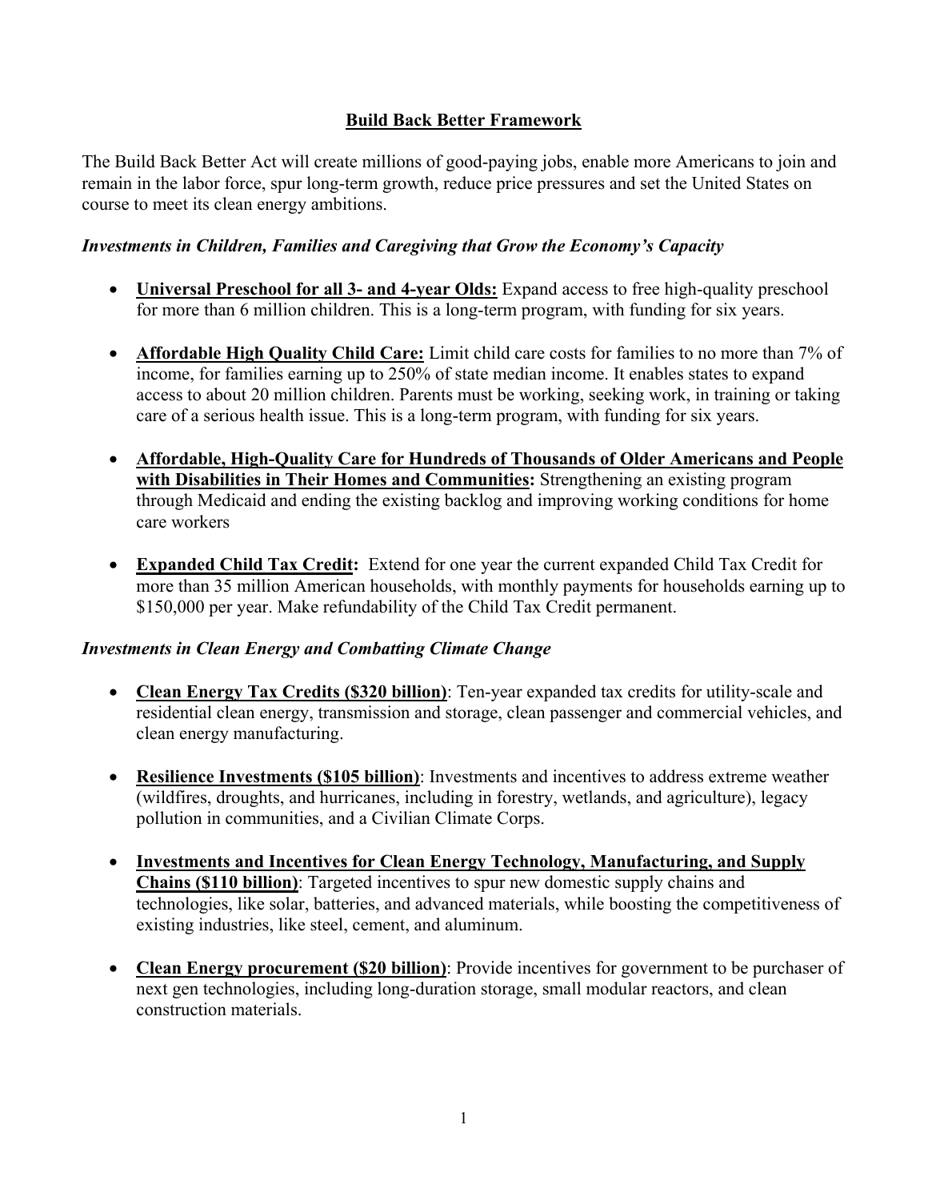# Build Back Better Framework

The Build Back Better Act will create millions of good-paying jobs, enable more Americans to join and remain in the labor force, spur long-term growth, reduce price pressures and set the United States on course to meet its clean energy ambitions.

***Investments in Children, Families and Caregiving that Grow the Economy's Capacity***

- **Universal Preschool for all 3- and 4-year Olds:** Expand access to free high-quality preschool for more than 6 million children. This is a long-term program, with funding for six years.

- **Affordable High Quality Child Care:** Limit child care costs for families to no more than 7% of income, for families earning up to 250% of state median income. It enables states to expand access to about 20 million children. Parents must be working, seeking work, in training or taking care of a serious health issue. This is a long-term program, with funding for six years.

- **Affordable, High-Quality Care for Hundreds of Thousands of Older Americans and People with Disabilities in Their Homes and Communities:** Strengthening an existing program through Medicaid and ending the existing backlog and improving working conditions for home care workers

- **Expanded Child Tax Credit:** Extend for one year the current expanded Child Tax Credit for more than 35 million American households, with monthly payments for households earning up to $150,000 per year. Make refundability of the Child Tax Credit permanent.

***Investments in Clean Energy and Combatting Climate Change***

- **Clean Energy Tax Credits ($320 billion)**: Ten-year expanded tax credits for utility-scale and residential clean energy, transmission and storage, clean passenger and commercial vehicles, and clean energy manufacturing.

- **Resilience Investments ($105 billion)**: Investments and incentives to address extreme weather (wildfires, droughts, and hurricanes, including in forestry, wetlands, and agriculture), legacy pollution in communities, and a Civilian Climate Corps.

- **Investments and Incentives for Clean Energy Technology, Manufacturing, and Supply Chains ($110 billion)**: Targeted incentives to spur new domestic supply chains and technologies, like solar, batteries, and advanced materials, while boosting the competitiveness of existing industries, like steel, cement, and aluminum.

- **Clean Energy procurement ($20 billion)**: Provide incentives for government to be purchaser of next gen technologies, including long-duration storage, small modular reactors, and clean construction materials.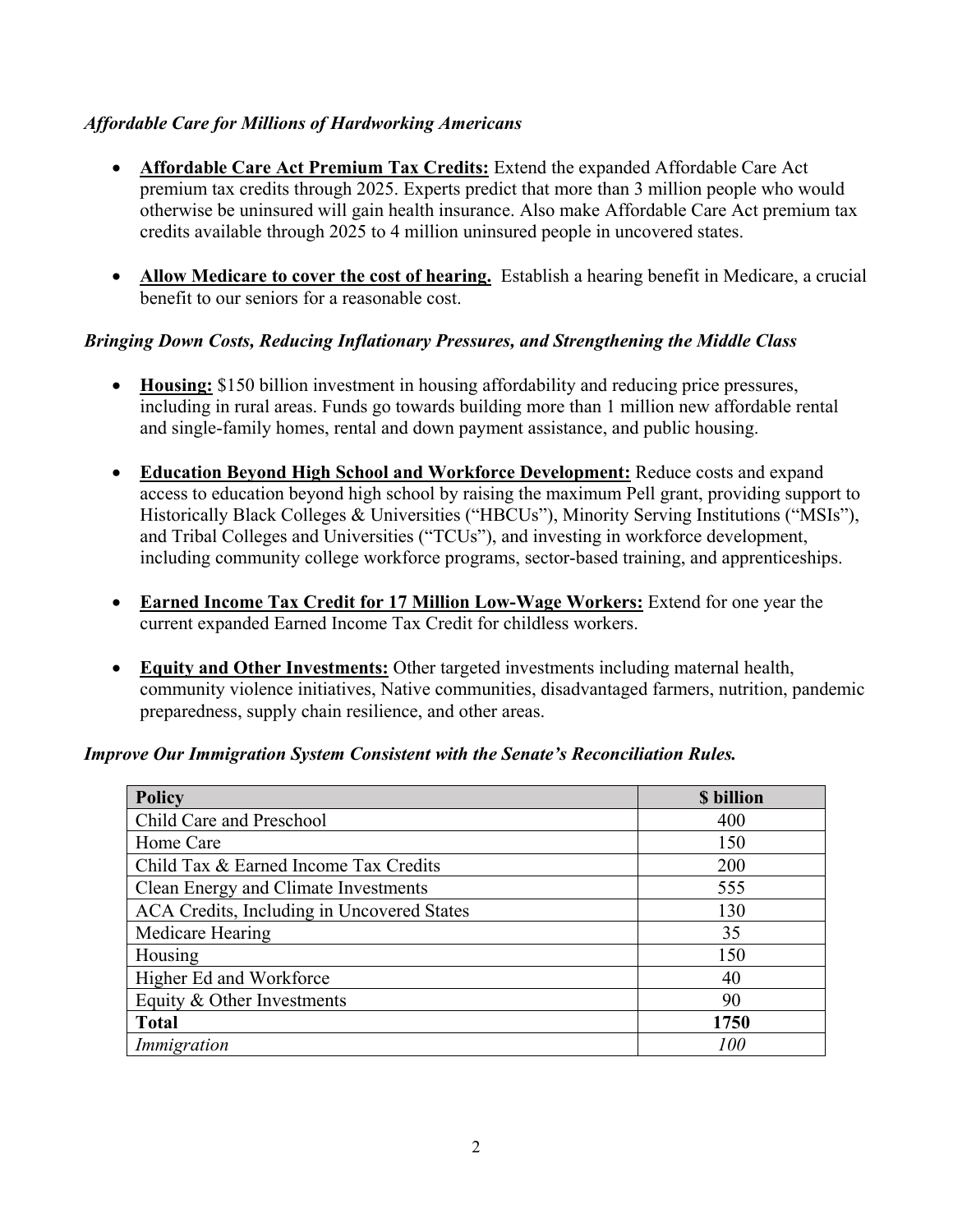*Affordable Care for Millions of Hardworking Americans*

- **<u>Affordable Care Act Premium Tax Credits:</u>** Extend the expanded Affordable Care Act premium tax credits through 2025. Experts predict that more than 3 million people who would otherwise be uninsured will gain health insurance. Also make Affordable Care Act premium tax credits available through 2025 to 4 million uninsured people in uncovered states.

- **<u>Allow Medicare to cover the cost of hearing.</u>** Establish a hearing benefit in Medicare, a crucial benefit to our seniors for a reasonable cost.

*Bringing Down Costs, Reducing Inflationary Pressures, and Strengthening the Middle Class*

- **<u>Housing:</u>** $150 billion investment in housing affordability and reducing price pressures, including in rural areas. Funds go towards building more than 1 million new affordable rental and single-family homes, rental and down payment assistance, and public housing.

- **<u>Education Beyond High School and Workforce Development:</u>** Reduce costs and expand access to education beyond high school by raising the maximum Pell grant, providing support to Historically Black Colleges & Universities ("HBCUs"), Minority Serving Institutions ("MSIs"), and Tribal Colleges and Universities ("TCUs"), and investing in workforce development, including community college workforce programs, sector-based training, and apprenticeships.

- **<u>Earned Income Tax Credit for 17 Million Low-Wage Workers:</u>** Extend for one year the current expanded Earned Income Tax Credit for childless workers.

- **<u>Equity and Other Investments:</u>** Other targeted investments including maternal health, community violence initiatives, Native communities, disadvantaged farmers, nutrition, pandemic preparedness, supply chain resilience, and other areas.

*Improve Our Immigration System Consistent with the Senate's Reconciliation Rules.*

| Policy | $ billion |
|---|---|
| Child Care and Preschool | 400 |
| Home Care | 150 |
| Child Tax & Earned Income Tax Credits | 200 |
| Clean Energy and Climate Investments | 555 |
| ACA Credits, Including in Uncovered States | 130 |
| Medicare Hearing | 35 |
| Housing | 150 |
| Higher Ed and Workforce | 40 |
| Equity & Other Investments | 90 |
| **Total** | **1750** |
| *Immigration* | *100* |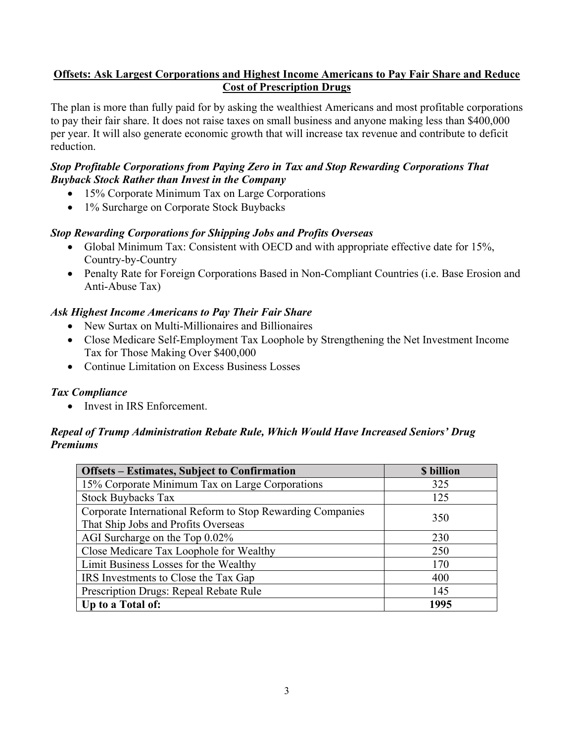## Offsets: Ask Largest Corporations and Highest Income Americans to Pay Fair Share and Reduce Cost of Prescription Drugs

The plan is more than fully paid for by asking the wealthiest Americans and most profitable corporations to pay their fair share. It does not raise taxes on small business and anyone making less than $400,000 per year. It will also generate economic growth that will increase tax revenue and contribute to deficit reduction.

### *Stop Profitable Corporations from Paying Zero in Tax and Stop Rewarding Corporations That Buyback Stock Rather than Invest in the Company*

- 15% Corporate Minimum Tax on Large Corporations
- 1% Surcharge on Corporate Stock Buybacks

### *Stop Rewarding Corporations for Shipping Jobs and Profits Overseas*

- Global Minimum Tax: Consistent with OECD and with appropriate effective date for 15%, Country-by-Country
- Penalty Rate for Foreign Corporations Based in Non-Compliant Countries (i.e. Base Erosion and Anti-Abuse Tax)

### *Ask Highest Income Americans to Pay Their Fair Share*

- New Surtax on Multi-Millionaires and Billionaires
- Close Medicare Self-Employment Tax Loophole by Strengthening the Net Investment Income Tax for Those Making Over $400,000
- Continue Limitation on Excess Business Losses

### *Tax Compliance*

- Invest in IRS Enforcement.

### *Repeal of Trump Administration Rebate Rule, Which Would Have Increased Seniors' Drug Premiums*

| Offsets – Estimates, Subject to Confirmation | $ billion |
|---|---|
| 15% Corporate Minimum Tax on Large Corporations | 325 |
| Stock Buybacks Tax | 125 |
| Corporate International Reform to Stop Rewarding Companies That Ship Jobs and Profits Overseas | 350 |
| AGI Surcharge on the Top 0.02% | 230 |
| Close Medicare Tax Loophole for Wealthy | 250 |
| Limit Business Losses for the Wealthy | 170 |
| IRS Investments to Close the Tax Gap | 400 |
| Prescription Drugs: Repeal Rebate Rule | 145 |
| **Up to a Total of:** | **1995** |